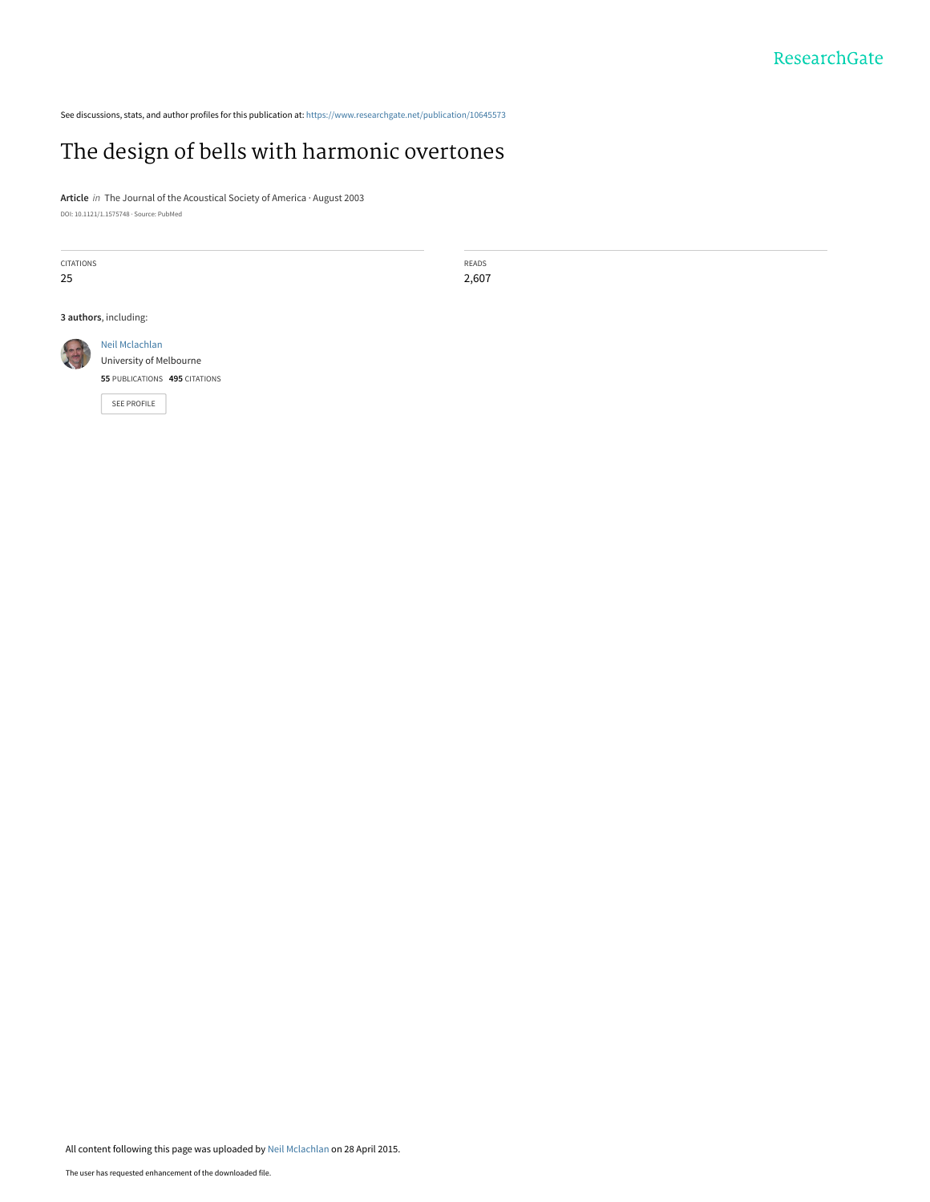ResearchGate

See discussions, stats, and author profiles for this publication at: https://www.researchgate.net/publication/10645573

# The design of bells with harmonic overtones

**Article** *in* The Journal of the Acoustical Society of America · August 2003

DOI: 10.1121/1.1575748 · Source: PubMed

| CITATIONS | READS |
| --- | --- |
| 25 | 2,607 |

**3 authors**, including:

Neil Mclachlan
University of Melbourne
**55** PUBLICATIONS **495** CITATIONS

SEE PROFILE

All content following this page was uploaded by Neil Mclachlan on 28 April 2015.

The user has requested enhancement of the downloaded file.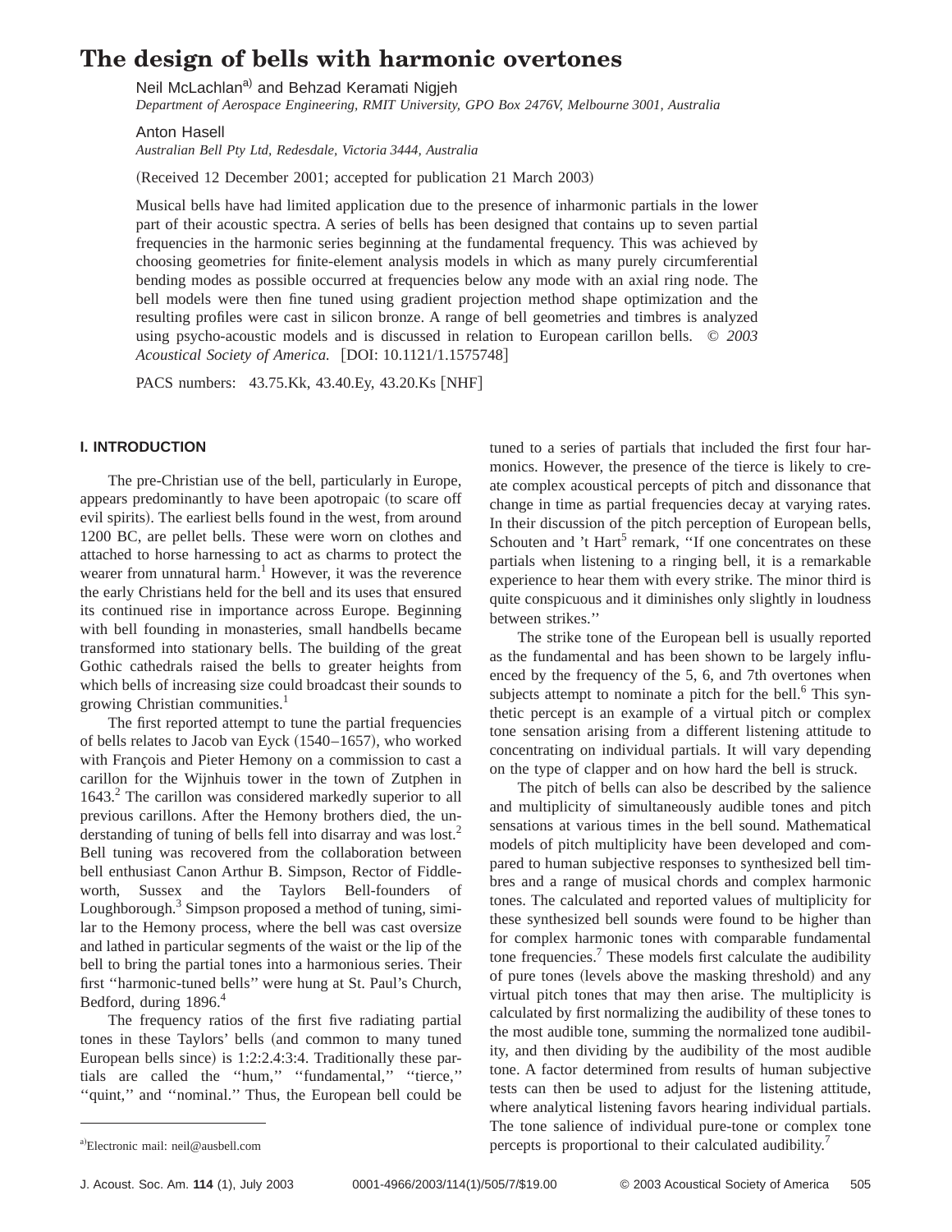# The design of bells with harmonic overtones

Neil McLachlan[a] and Behzad Keramati Nigjeh

*Department of Aerospace Engineering, RMIT University, GPO Box 2476V, Melbourne 3001, Australia*

Anton Hasell

*Australian Bell Pty Ltd, Redesdale, Victoria 3444, Australia*

(Received 12 December 2001; accepted for publication 21 March 2003)

Musical bells have had limited application due to the presence of inharmonic partials in the lower part of their acoustic spectra. A series of bells has been designed that contains up to seven partial frequencies in the harmonic series beginning at the fundamental frequency. This was achieved by choosing geometries for finite-element analysis models in which as many purely circumferential bending modes as possible occurred at frequencies below any mode with an axial ring node. The bell models were then fine tuned using gradient projection method shape optimization and the resulting profiles were cast in silicon bronze. A range of bell geometries and timbres is analyzed using psycho-acoustic models and is discussed in relation to European carillon bells. © *2003 Acoustical Society of America.* [DOI: 10.1121/1.1575748]

PACS numbers: 43.75.Kk, 43.40.Ey, 43.20.Ks [NHF]

## I. INTRODUCTION

The pre-Christian use of the bell, particularly in Europe, appears predominantly to have been apotropaic (to scare off evil spirits). The earliest bells found in the west, from around 1200 BC, are pellet bells. These were worn on clothes and attached to horse harnessing to act as charms to protect the wearer from unnatural harm.[1] However, it was the reverence the early Christians held for the bell and its uses that ensured its continued rise in importance across Europe. Beginning with bell founding in monasteries, small handbells became transformed into stationary bells. The building of the great Gothic cathedrals raised the bells to greater heights from which bells of increasing size could broadcast their sounds to growing Christian communities.[1]

The first reported attempt to tune the partial frequencies of bells relates to Jacob van Eyck (1540–1657), who worked with François and Pieter Hemony on a commission to cast a carillon for the Wijnhuis tower in the town of Zutphen in 1643.[2] The carillon was considered markedly superior to all previous carillons. After the Hemony brothers died, the understanding of tuning of bells fell into disarray and was lost.[2] Bell tuning was recovered from the collaboration between bell enthusiast Canon Arthur B. Simpson, Rector of Fiddleworth, Sussex and the Taylors Bell-founders of Loughborough.[3] Simpson proposed a method of tuning, similar to the Hemony process, where the bell was cast oversize and lathed in particular segments of the waist or the lip of the bell to bring the partial tones into a harmonious series. Their first "harmonic-tuned bells" were hung at St. Paul's Church, Bedford, during 1896.[4]

The frequency ratios of the first five radiating partial tones in these Taylors' bells (and common to many tuned European bells since) is 1:2:2.4:3:4. Traditionally these partials are called the "hum," "fundamental," "tierce," "quint," and "nominal." Thus, the European bell could be tuned to a series of partials that included the first four harmonics. However, the presence of the tierce is likely to create complex acoustical percepts of pitch and dissonance that change in time as partial frequencies decay at varying rates. In their discussion of the pitch perception of European bells, Schouten and 't Hart[5] remark, "If one concentrates on these partials when listening to a ringing bell, it is a remarkable experience to hear them with every strike. The minor third is quite conspicuous and it diminishes only slightly in loudness between strikes."

The strike tone of the European bell is usually reported as the fundamental and has been shown to be largely influenced by the frequency of the 5, 6, and 7th overtones when subjects attempt to nominate a pitch for the bell.[6] This synthetic percept is an example of a virtual pitch or complex tone sensation arising from a different listening attitude to concentrating on individual partials. It will vary depending on the type of clapper and on how hard the bell is struck.

The pitch of bells can also be described by the salience and multiplicity of simultaneously audible tones and pitch sensations at various times in the bell sound. Mathematical models of pitch multiplicity have been developed and compared to human subjective responses to synthesized bell timbres and a range of musical chords and complex harmonic tones. The calculated and reported values of multiplicity for these synthesized bell sounds were found to be higher than for complex harmonic tones with comparable fundamental tone frequencies.[7] These models first calculate the audibility of pure tones (levels above the masking threshold) and any virtual pitch tones that may then arise. The multiplicity is calculated by first normalizing the audibility of these tones to the most audible tone, summing the normalized tone audibility, and then dividing by the audibility of the most audible tone. A factor determined from results of human subjective tests can then be used to adjust for the listening attitude, where analytical listening favors hearing individual partials. The tone salience of individual pure-tone or complex tone percepts is proportional to their calculated audibility.[7]

[a]Electronic mail: neil@ausbell.com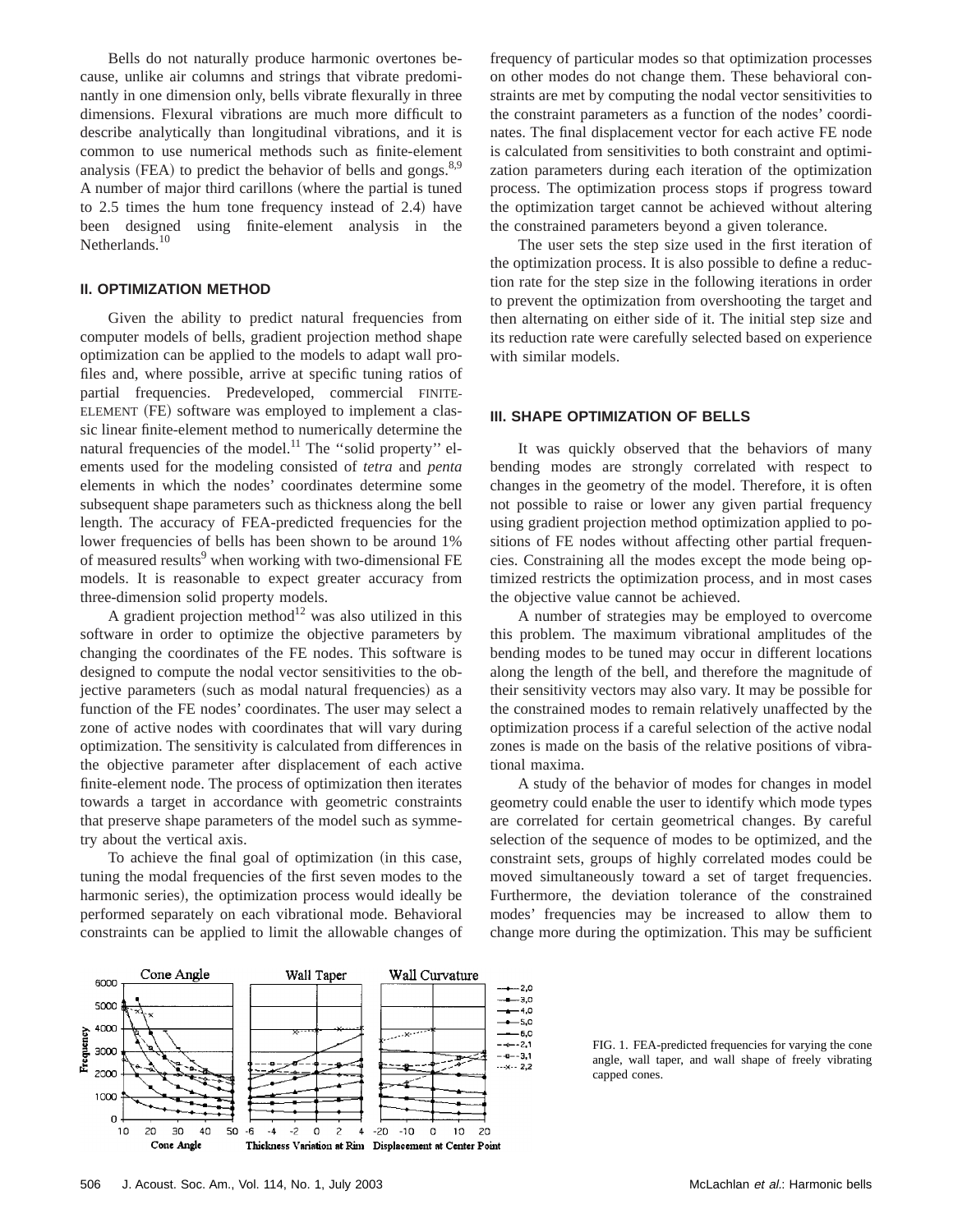Bells do not naturally produce harmonic overtones because, unlike air columns and strings that vibrate predominantly in one dimension only, bells vibrate flexurally in three dimensions. Flexural vibrations are much more difficult to describe analytically than longitudinal vibrations, and it is common to use numerical methods such as finite-element analysis (FEA) to predict the behavior of bells and gongs.[8,9] A number of major third carillons (where the partial is tuned to 2.5 times the hum tone frequency instead of 2.4) have been designed using finite-element analysis in the Netherlands.[10]

## II. OPTIMIZATION METHOD

Given the ability to predict natural frequencies from computer models of bells, gradient projection method shape optimization can be applied to the models to adapt wall profiles and, where possible, arrive at specific tuning ratios of partial frequencies. Predeveloped, commercial FINITE-ELEMENT (FE) software was employed to implement a classic linear finite-element method to numerically determine the natural frequencies of the model.[11] The ''solid property'' elements used for the modeling consisted of *tetra* and *penta* elements in which the nodes' coordinates determine some subsequent shape parameters such as thickness along the bell length. The accuracy of FEA-predicted frequencies for the lower frequencies of bells has been shown to be around 1% of measured results[9] when working with two-dimensional FE models. It is reasonable to expect greater accuracy from three-dimension solid property models.

A gradient projection method[12] was also utilized in this software in order to optimize the objective parameters by changing the coordinates of the FE nodes. This software is designed to compute the nodal vector sensitivities to the objective parameters (such as modal natural frequencies) as a function of the FE nodes' coordinates. The user may select a zone of active nodes with coordinates that will vary during optimization. The sensitivity is calculated from differences in the objective parameter after displacement of each active finite-element node. The process of optimization then iterates towards a target in accordance with geometric constraints that preserve shape parameters of the model such as symmetry about the vertical axis.

To achieve the final goal of optimization (in this case, tuning the modal frequencies of the first seven modes to the harmonic series), the optimization process would ideally be performed separately on each vibrational mode. Behavioral constraints can be applied to limit the allowable changes of frequency of particular modes so that optimization processes on other modes do not change them. These behavioral constraints are met by computing the nodal vector sensitivities to the constraint parameters as a function of the nodes' coordinates. The final displacement vector for each active FE node is calculated from sensitivities to both constraint and optimization parameters during each iteration of the optimization process. The optimization process stops if progress toward the optimization target cannot be achieved without altering the constrained parameters beyond a given tolerance.

The user sets the step size used in the first iteration of the optimization process. It is also possible to define a reduction rate for the step size in the following iterations in order to prevent the optimization from overshooting the target and then alternating on either side of it. The initial step size and its reduction rate were carefully selected based on experience with similar models.

## III. SHAPE OPTIMIZATION OF BELLS

It was quickly observed that the behaviors of many bending modes are strongly correlated with respect to changes in the geometry of the model. Therefore, it is often not possible to raise or lower any given partial frequency using gradient projection method optimization applied to positions of FE nodes without affecting other partial frequencies. Constraining all the modes except the mode being optimized restricts the optimization process, and in most cases the objective value cannot be achieved.

A number of strategies may be employed to overcome this problem. The maximum vibrational amplitudes of the bending modes to be tuned may occur in different locations along the length of the bell, and therefore the magnitude of their sensitivity vectors may also vary. It may be possible for the constrained modes to remain relatively unaffected by the optimization process if a careful selection of the active nodal zones is made on the basis of the relative positions of vibrational maxima.

A study of the behavior of modes for changes in model geometry could enable the user to identify which mode types are correlated for certain geometrical changes. By careful selection of the sequence of modes to be optimized, and the constraint sets, groups of highly correlated modes could be moved simultaneously toward a set of target frequencies. Furthermore, the deviation tolerance of the constrained modes' frequencies may be increased to allow them to change more during the optimization. This may be sufficient

FIG. 1. FEA-predicted frequencies for varying the cone angle, wall taper, and wall shape of freely vibrating capped cones.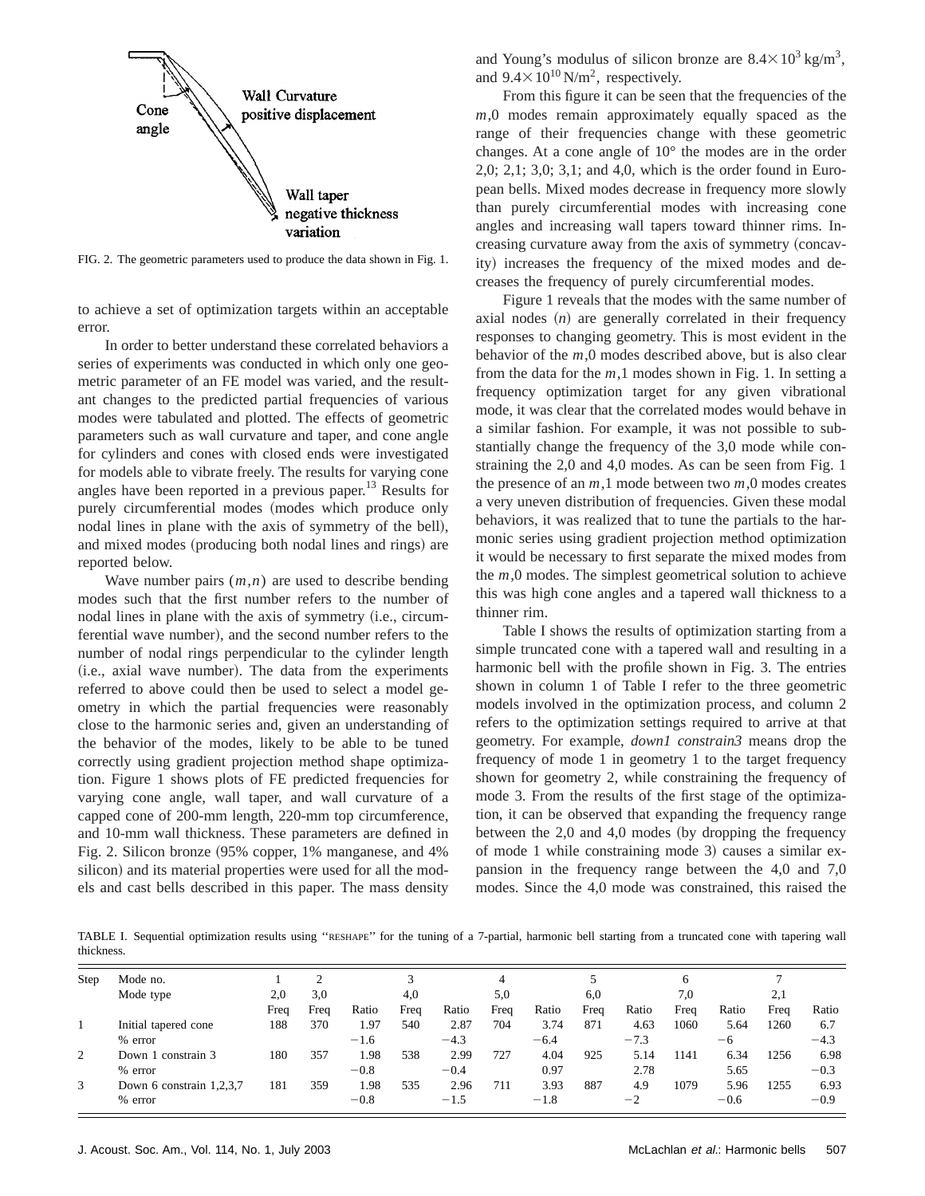FIG. 2. The geometric parameters used to produce the data shown in Fig. 1.

to achieve a set of optimization targets within an acceptable error.

In order to better understand these correlated behaviors a series of experiments was conducted in which only one geometric parameter of an FE model was varied, and the resultant changes to the predicted partial frequencies of various modes were tabulated and plotted. The effects of geometric parameters such as wall curvature and taper, and cone angle for cylinders and cones with closed ends were investigated for models able to vibrate freely. The results for varying cone angles have been reported in a previous paper.[13] Results for purely circumferential modes (modes which produce only nodal lines in plane with the axis of symmetry of the bell), and mixed modes (producing both nodal lines and rings) are reported below.

Wave number pairs $(m,n)$ are used to describe bending modes such that the first number refers to the number of nodal lines in plane with the axis of symmetry (i.e., circumferential wave number), and the second number refers to the number of nodal rings perpendicular to the cylinder length (i.e., axial wave number). The data from the experiments referred to above could then be used to select a model geometry in which the partial frequencies were reasonably close to the harmonic series and, given an understanding of the behavior of the modes, likely to be able to be tuned correctly using gradient projection method shape optimization. Figure 1 shows plots of FE predicted frequencies for varying cone angle, wall taper, and wall curvature of a capped cone of 200-mm length, 220-mm top circumference, and 10-mm wall thickness. These parameters are defined in Fig. 2. Silicon bronze (95% copper, 1% manganese, and 4% silicon) and its material properties were used for all the models and cast bells described in this paper. The mass density and Young's modulus of silicon bronze are $8.4\times10^{3}\,\mathrm{kg/m^{3}}$, and $9.4\times10^{10}\,\mathrm{N/m^{2}}$, respectively.

From this figure it can be seen that the frequencies of the $m$,0 modes remain approximately equally spaced as the range of their frequencies change with these geometric changes. At a cone angle of 10° the modes are in the order 2,0; 2,1; 3,0; 3,1; and 4,0, which is the order found in European bells. Mixed modes decrease in frequency more slowly than purely circumferential modes with increasing cone angles and increasing wall tapers toward thinner rims. Increasing curvature away from the axis of symmetry (concavity) increases the frequency of the mixed modes and decreases the frequency of purely circumferential modes.

Figure 1 reveals that the modes with the same number of axial nodes $(n)$ are generally correlated in their frequency responses to changing geometry. This is most evident in the behavior of the $m$,0 modes described above, but is also clear from the data for the $m$,1 modes shown in Fig. 1. In setting a frequency optimization target for any given vibrational mode, it was clear that the correlated modes would behave in a similar fashion. For example, it was not possible to substantially change the frequency of the 3,0 mode while constraining the 2,0 and 4,0 modes. As can be seen from Fig. 1 the presence of an $m$,1 mode between two $m$,0 modes creates a very uneven distribution of frequencies. Given these modal behaviors, it was realized that to tune the partials to the harmonic series using gradient projection method optimization it would be necessary to first separate the mixed modes from the $m$,0 modes. The simplest geometrical solution to achieve this was high cone angles and a tapered wall thickness to a thinner rim.

Table I shows the results of optimization starting from a simple truncated cone with a tapered wall and resulting in a harmonic bell with the profile shown in Fig. 3. The entries shown in column 1 of Table I refer to the three geometric models involved in the optimization process, and column 2 refers to the optimization settings required to arrive at that geometry. For example, *down1 constrain3* means drop the frequency of mode 1 in geometry 1 to the target frequency shown for geometry 2, while constraining the frequency of mode 3. From the results of the first stage of the optimization, it can be observed that expanding the frequency range between the 2,0 and 4,0 modes (by dropping the frequency of mode 1 while constraining mode 3) causes a similar expansion in the frequency range between the 4,0 and 7,0 modes. Since the 4,0 mode was constrained, this raised the

TABLE I. Sequential optimization results using "RESHAPE" for the tuning of a 7-partial, harmonic bell starting from a truncated cone with tapering wall thickness.

| Step | Mode no. | 1 | 2 | | 3 | | 4 | | 5 | | 6 | | 7 | |
|---|---|---|---|---|---|---|---|---|---|---|---|---|---|---|
| | Mode type | 2,0 | 3,0 | | 4,0 | | 5,0 | | 6,0 | | 7,0 | | 2,1 | |
| | | Freq | Freq | Ratio | Freq | Ratio | Freq | Ratio | Freq | Ratio | Freq | Ratio | Freq | Ratio |
| 1 | Initial tapered cone | 188 | 370 | 1.97 | 540 | 2.87 | 704 | 3.74 | 871 | 4.63 | 1060 | 5.64 | 1260 | 6.7 |
| | % error | | | −1.6 | | −4.3 | | −6.4 | | −7.3 | | −6 | | −4.3 |
| 2 | Down 1 constrain 3 | 180 | 357 | 1.98 | 538 | 2.99 | 727 | 4.04 | 925 | 5.14 | 1141 | 6.34 | 1256 | 6.98 |
| | % error | | | −0.8 | | −0.4 | | 0.97 | | 2.78 | | 5.65 | | −0.3 |
| 3 | Down 6 constrain 1,2,3,7 | 181 | 359 | 1.98 | 535 | 2.96 | 711 | 3.93 | 887 | 4.9 | 1079 | 5.96 | 1255 | 6.93 |
| | % error | | | −0.8 | | −1.5 | | −1.8 | | −2 | | −0.6 | | −0.9 |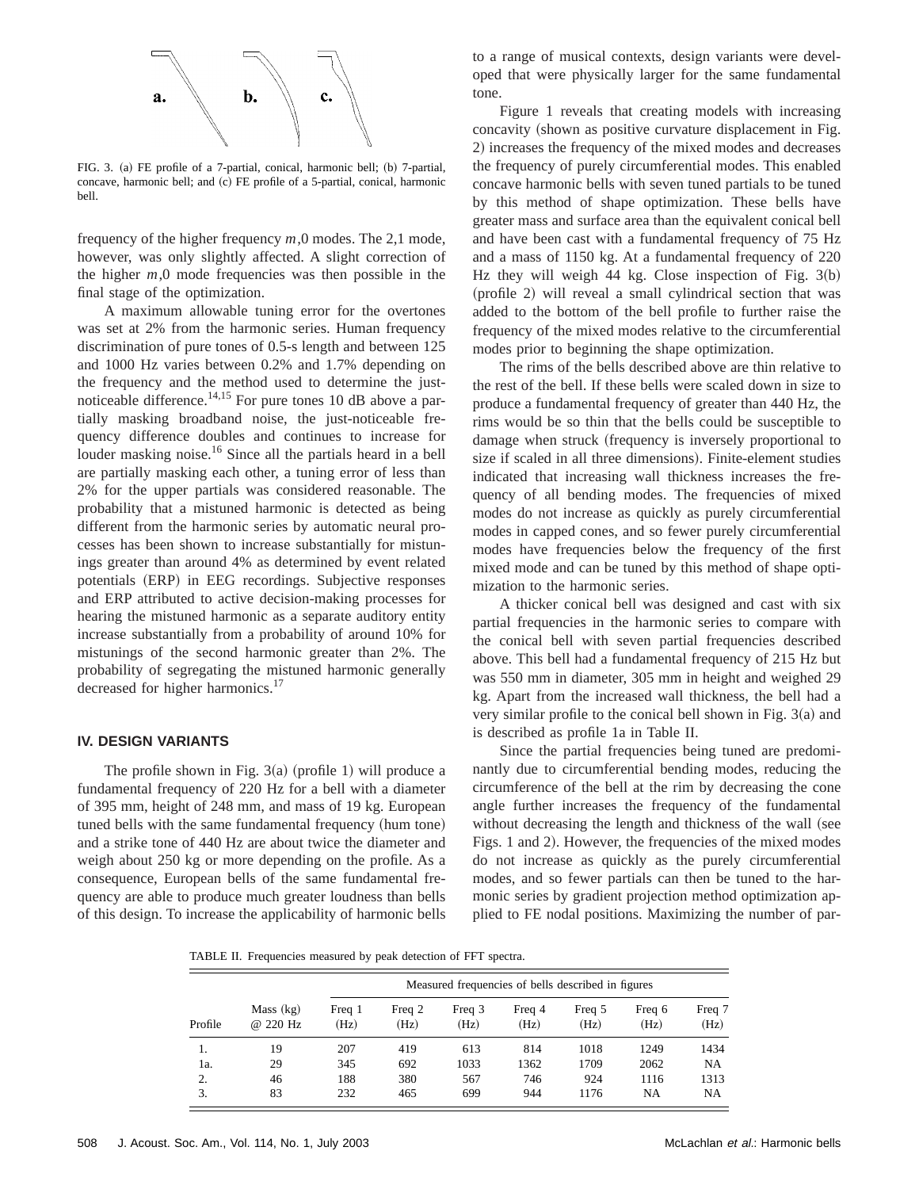FIG. 3. (a) FE profile of a 7-partial, conical, harmonic bell; (b) 7-partial, concave, harmonic bell; and (c) FE profile of a 5-partial, conical, harmonic bell.

frequency of the higher frequency $m$,0 modes. The 2,1 mode, however, was only slightly affected. A slight correction of the higher $m$,0 mode frequencies was then possible in the final stage of the optimization.

A maximum allowable tuning error for the overtones was set at 2% from the harmonic series. Human frequency discrimination of pure tones of 0.5-s length and between 125 and 1000 Hz varies between 0.2% and 1.7% depending on the frequency and the method used to determine the just-noticeable difference.[14,15] For pure tones 10 dB above a partially masking broadband noise, the just-noticeable frequency difference doubles and continues to increase for louder masking noise.[16] Since all the partials heard in a bell are partially masking each other, a tuning error of less than 2% for the upper partials was considered reasonable. The probability that a mistuned harmonic is detected as being different from the harmonic series by automatic neural processes has been shown to increase substantially for mistunings greater than around 4% as determined by event related potentials (ERP) in EEG recordings. Subjective responses and ERP attributed to active decision-making processes for hearing the mistuned harmonic as a separate auditory entity increase substantially from a probability of around 10% for mistunings of the second harmonic greater than 2%. The probability of segregating the mistuned harmonic generally decreased for higher harmonics.[17]

## IV. DESIGN VARIANTS

The profile shown in Fig. 3(a) (profile 1) will produce a fundamental frequency of 220 Hz for a bell with a diameter of 395 mm, height of 248 mm, and mass of 19 kg. European tuned bells with the same fundamental frequency (hum tone) and a strike tone of 440 Hz are about twice the diameter and weigh about 250 kg or more depending on the profile. As a consequence, European bells of the same fundamental frequency are able to produce much greater loudness than bells of this design. To increase the applicability of harmonic bells to a range of musical contexts, design variants were developed that were physically larger for the same fundamental tone.

Figure 1 reveals that creating models with increasing concavity (shown as positive curvature displacement in Fig. 2) increases the frequency of the mixed modes and decreases the frequency of purely circumferential modes. This enabled concave harmonic bells with seven tuned partials to be tuned by this method of shape optimization. These bells have greater mass and surface area than the equivalent conical bell and have been cast with a fundamental frequency of 75 Hz and a mass of 1150 kg. At a fundamental frequency of 220 Hz they will weigh 44 kg. Close inspection of Fig. 3(b) (profile 2) will reveal a small cylindrical section that was added to the bottom of the bell profile to further raise the frequency of the mixed modes relative to the circumferential modes prior to beginning the shape optimization.

The rims of the bells described above are thin relative to the rest of the bell. If these bells were scaled down in size to produce a fundamental frequency of greater than 440 Hz, the rims would be so thin that the bells could be susceptible to damage when struck (frequency is inversely proportional to size if scaled in all three dimensions). Finite-element studies indicated that increasing wall thickness increases the frequency of all bending modes. The frequencies of mixed modes do not increase as quickly as purely circumferential modes in capped cones, and so fewer purely circumferential modes have frequencies below the frequency of the first mixed mode and can be tuned by this method of shape optimization to the harmonic series.

A thicker conical bell was designed and cast with six partial frequencies in the harmonic series to compare with the conical bell with seven partial frequencies described above. This bell had a fundamental frequency of 215 Hz but was 550 mm in diameter, 305 mm in height and weighed 29 kg. Apart from the increased wall thickness, the bell had a very similar profile to the conical bell shown in Fig. 3(a) and is described as profile 1a in Table II.

Since the partial frequencies being tuned are predominantly due to circumferential bending modes, reducing the circumference of the bell at the rim by decreasing the cone angle further increases the frequency of the fundamental without decreasing the length and thickness of the wall (see Figs. 1 and 2). However, the frequencies of the mixed modes do not increase as quickly as the purely circumferential modes, and so fewer partials can then be tuned to the harmonic series by gradient projection method optimization applied to FE nodal positions. Maximizing the number of par-

TABLE II. Frequencies measured by peak detection of FFT spectra.

| | | Measured frequencies of bells described in figures | | | | | | |
|---|---|---|---|---|---|---|---|---|
| Profile | Mass (kg) @ 220 Hz | Freq 1 (Hz) | Freq 2 (Hz) | Freq 3 (Hz) | Freq 4 (Hz) | Freq 5 (Hz) | Freq 6 (Hz) | Freq 7 (Hz) |
| 1. | 19 | 207 | 419 | 613 | 814 | 1018 | 1249 | 1434 |
| 1a. | 29 | 345 | 692 | 1033 | 1362 | 1709 | 2062 | NA |
| 2. | 46 | 188 | 380 | 567 | 746 | 924 | 1116 | 1313 |
| 3. | 83 | 232 | 465 | 699 | 944 | 1176 | NA | NA |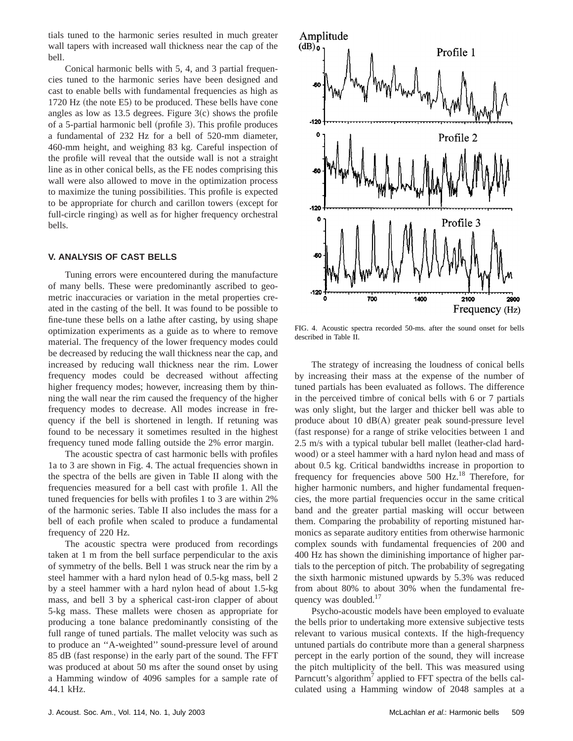tials tuned to the harmonic series resulted in much greater wall tapers with increased wall thickness near the cap of the bell.

Conical harmonic bells with 5, 4, and 3 partial frequencies tuned to the harmonic series have been designed and cast to enable bells with fundamental frequencies as high as 1720 Hz (the note E5) to be produced. These bells have cone angles as low as 13.5 degrees. Figure 3(c) shows the profile of a 5-partial harmonic bell (profile 3). This profile produces a fundamental of 232 Hz for a bell of 520-mm diameter, 460-mm height, and weighing 83 kg. Careful inspection of the profile will reveal that the outside wall is not a straight line as in other conical bells, as the FE nodes comprising this wall were also allowed to move in the optimization process to maximize the tuning possibilities. This profile is expected to be appropriate for church and carillon towers (except for full-circle ringing) as well as for higher frequency orchestral bells.

## V. ANALYSIS OF CAST BELLS

Tuning errors were encountered during the manufacture of many bells. These were predominantly ascribed to geometric inaccuracies or variation in the metal properties created in the casting of the bell. It was found to be possible to fine-tune these bells on a lathe after casting, by using shape optimization experiments as a guide as to where to remove material. The frequency of the lower frequency modes could be decreased by reducing the wall thickness near the cap, and increased by reducing wall thickness near the rim. Lower frequency modes could be decreased without affecting higher frequency modes; however, increasing them by thinning the wall near the rim caused the frequency of the higher frequency modes to decrease. All modes increase in frequency if the bell is shortened in length. If retuning was found to be necessary it sometimes resulted in the highest frequency tuned mode falling outside the 2% error margin.

The acoustic spectra of cast harmonic bells with profiles 1a to 3 are shown in Fig. 4. The actual frequencies shown in the spectra of the bells are given in Table II along with the frequencies measured for a bell cast with profile 1. All the tuned frequencies for bells with profiles 1 to 3 are within 2% of the harmonic series. Table II also includes the mass for a bell of each profile when scaled to produce a fundamental frequency of 220 Hz.

The acoustic spectra were produced from recordings taken at 1 m from the bell surface perpendicular to the axis of symmetry of the bells. Bell 1 was struck near the rim by a steel hammer with a hard nylon head of 0.5-kg mass, bell 2 by a steel hammer with a hard nylon head of about 1.5-kg mass, and bell 3 by a spherical cast-iron clapper of about 5-kg mass. These mallets were chosen as appropriate for producing a tone balance predominantly consisting of the full range of tuned partials. The mallet velocity was such as to produce an "A-weighted" sound-pressure level of around 85 dB (fast response) in the early part of the sound. The FFT was produced at about 50 ms after the sound onset by using a Hamming window of 4096 samples for a sample rate of 44.1 kHz.

FIG. 4. Acoustic spectra recorded 50-ms. after the sound onset for bells described in Table II.

The strategy of increasing the loudness of conical bells by increasing their mass at the expense of the number of tuned partials has been evaluated as follows. The difference in the perceived timbre of conical bells with 6 or 7 partials was only slight, but the larger and thicker bell was able to produce about 10 dB(A) greater peak sound-pressure level (fast response) for a range of strike velocities between 1 and 2.5 m/s with a typical tubular bell mallet (leather-clad hardwood) or a steel hammer with a hard nylon head and mass of about 0.5 kg. Critical bandwidths increase in proportion to frequency for frequencies above 500 Hz.[18] Therefore, for higher harmonic numbers, and higher fundamental frequencies, the more partial frequencies occur in the same critical band and the greater partial masking will occur between them. Comparing the probability of reporting mistuned harmonics as separate auditory entities from otherwise harmonic complex sounds with fundamental frequencies of 200 and 400 Hz has shown the diminishing importance of higher partials to the perception of pitch. The probability of segregating the sixth harmonic mistuned upwards by 5.3% was reduced from about 80% to about 30% when the fundamental frequency was doubled.[17]

Psycho-acoustic models have been employed to evaluate the bells prior to undertaking more extensive subjective tests relevant to various musical contexts. If the high-frequency untuned partials do contribute more than a general sharpness percept in the early portion of the sound, they will increase the pitch multiplicity of the bell. This was measured using Parncutt's algorithm[7] applied to FFT spectra of the bells calculated using a Hamming window of 2048 samples at a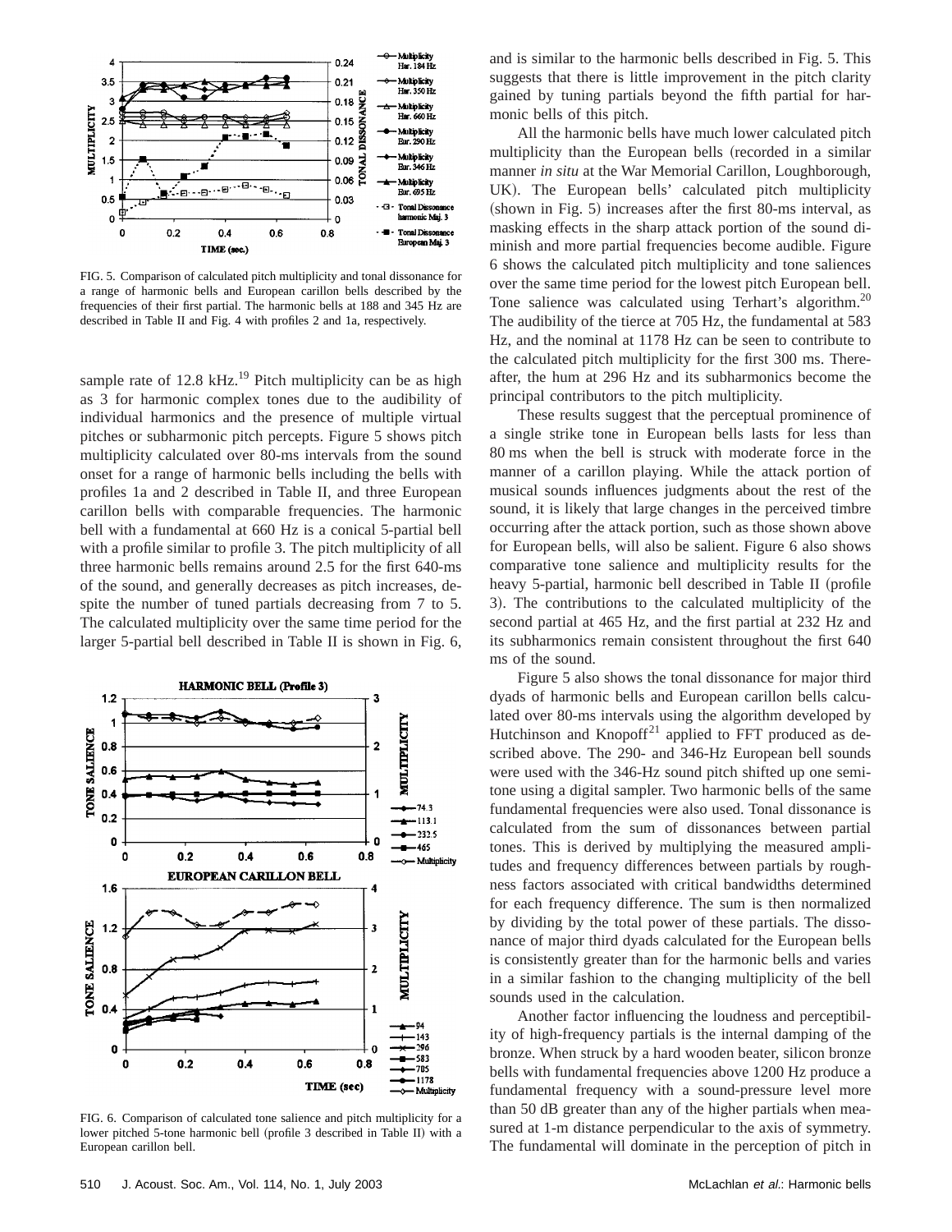FIG. 5. Comparison of calculated pitch multiplicity and tonal dissonance for a range of harmonic bells and European carillon bells described by the frequencies of their first partial. The harmonic bells at 188 and 345 Hz are described in Table II and Fig. 4 with profiles 2 and 1a, respectively.

sample rate of 12.8 kHz.[19] Pitch multiplicity can be as high as 3 for harmonic complex tones due to the audibility of individual harmonics and the presence of multiple virtual pitches or subharmonic pitch percepts. Figure 5 shows pitch multiplicity calculated over 80-ms intervals from the sound onset for a range of harmonic bells including the bells with profiles 1a and 2 described in Table II, and three European carillon bells with comparable frequencies. The harmonic bell with a fundamental at 660 Hz is a conical 5-partial bell with a profile similar to profile 3. The pitch multiplicity of all three harmonic bells remains around 2.5 for the first 640-ms of the sound, and generally decreases as pitch increases, despite the number of tuned partials decreasing from 7 to 5. The calculated multiplicity over the same time period for the larger 5-partial bell described in Table II is shown in Fig. 6,

FIG. 6. Comparison of calculated tone salience and pitch multiplicity for a lower pitched 5-tone harmonic bell (profile 3 described in Table II) with a European carillon bell.

and is similar to the harmonic bells described in Fig. 5. This suggests that there is little improvement in the pitch clarity gained by tuning partials beyond the fifth partial for harmonic bells of this pitch.

All the harmonic bells have much lower calculated pitch multiplicity than the European bells (recorded in a similar manner *in situ* at the War Memorial Carillon, Loughborough, UK). The European bells' calculated pitch multiplicity (shown in Fig. 5) increases after the first 80-ms interval, as masking effects in the sharp attack portion of the sound diminish and more partial frequencies become audible. Figure 6 shows the calculated pitch multiplicity and tone saliences over the same time period for the lowest pitch European bell. Tone salience was calculated using Terhart's algorithm.[20] The audibility of the tierce at 705 Hz, the fundamental at 583 Hz, and the nominal at 1178 Hz can be seen to contribute to the calculated pitch multiplicity for the first 300 ms. Thereafter, the hum at 296 Hz and its subharmonics become the principal contributors to the pitch multiplicity.

These results suggest that the perceptual prominence of a single strike tone in European bells lasts for less than 80 ms when the bell is struck with moderate force in the manner of a carillon playing. While the attack portion of musical sounds influences judgments about the rest of the sound, it is likely that large changes in the perceived timbre occurring after the attack portion, such as those shown above for European bells, will also be salient. Figure 6 also shows comparative tone salience and multiplicity results for the heavy 5-partial, harmonic bell described in Table II (profile 3). The contributions to the calculated multiplicity of the second partial at 465 Hz, and the first partial at 232 Hz and its subharmonics remain consistent throughout the first 640 ms of the sound.

Figure 5 also shows the tonal dissonance for major third dyads of harmonic bells and European carillon bells calculated over 80-ms intervals using the algorithm developed by Hutchinson and Knopoff[21] applied to FFT produced as described above. The 290- and 346-Hz European bell sounds were used with the 346-Hz sound pitch shifted up one semitone using a digital sampler. Two harmonic bells of the same fundamental frequencies were also used. Tonal dissonance is calculated from the sum of dissonances between partial tones. This is derived by multiplying the measured amplitudes and frequency differences between partials by roughness factors associated with critical bandwidths determined for each frequency difference. The sum is then normalized by dividing by the total power of these partials. The dissonance of major third dyads calculated for the European bells is consistently greater than for the harmonic bells and varies in a similar fashion to the changing multiplicity of the bell sounds used in the calculation.

Another factor influencing the loudness and perceptibility of high-frequency partials is the internal damping of the bronze. When struck by a hard wooden beater, silicon bronze bells with fundamental frequencies above 1200 Hz produce a fundamental frequency with a sound-pressure level more than 50 dB greater than any of the higher partials when measured at 1-m distance perpendicular to the axis of symmetry. The fundamental will dominate in the perception of pitch in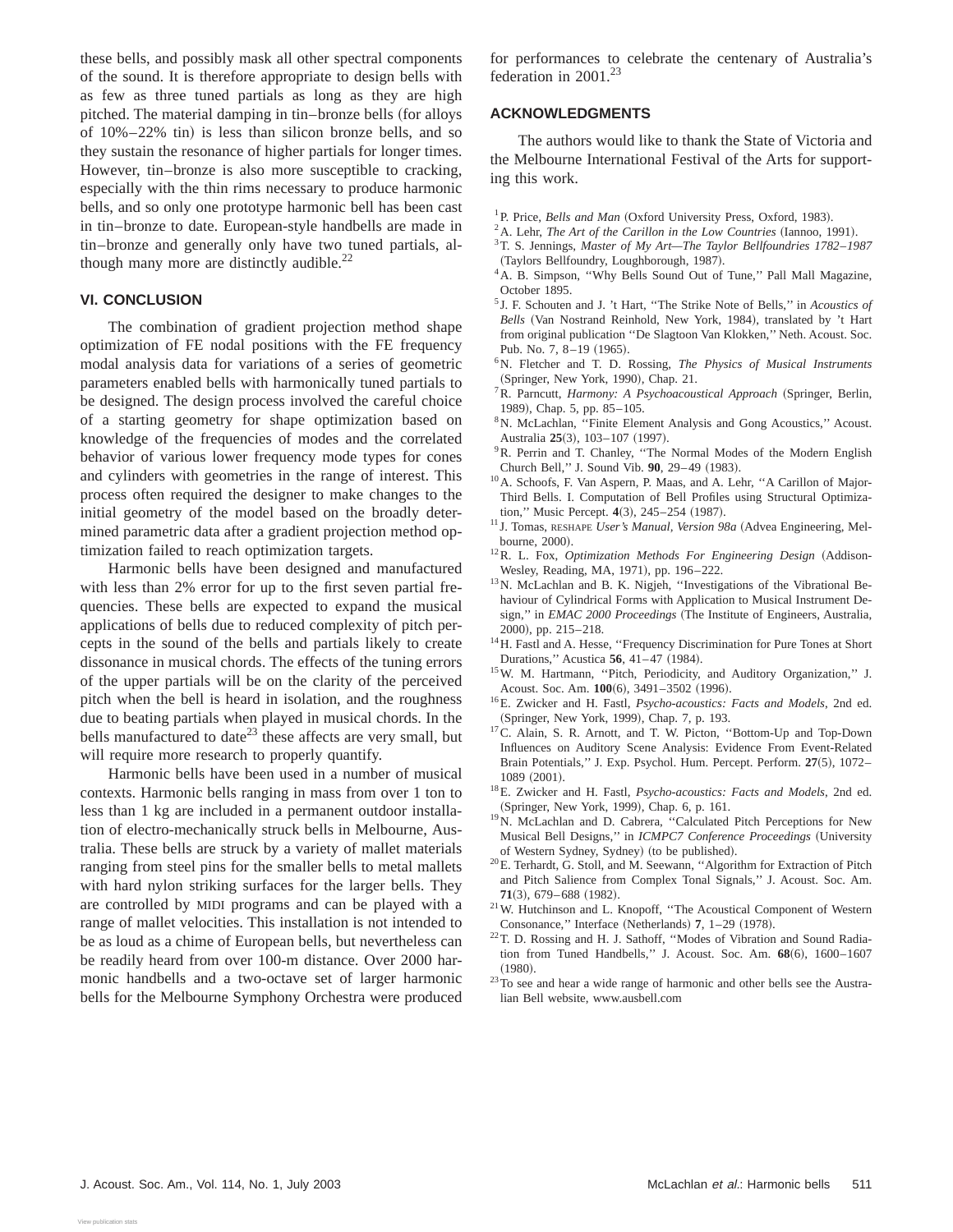these bells, and possibly mask all other spectral components of the sound. It is therefore appropriate to design bells with as few as three tuned partials as long as they are high pitched. The material damping in tin–bronze bells (for alloys of 10%–22% tin) is less than silicon bronze bells, and so they sustain the resonance of higher partials for longer times. However, tin–bronze is also more susceptible to cracking, especially with the thin rims necessary to produce harmonic bells, and so only one prototype harmonic bell has been cast in tin–bronze to date. European-style handbells are made in tin–bronze and generally only have two tuned partials, although many more are distinctly audible.[22]

## VI. CONCLUSION

The combination of gradient projection method shape optimization of FE nodal positions with the FE frequency modal analysis data for variations of a series of geometric parameters enabled bells with harmonically tuned partials to be designed. The design process involved the careful choice of a starting geometry for shape optimization based on knowledge of the frequencies of modes and the correlated behavior of various lower frequency mode types for cones and cylinders with geometries in the range of interest. This process often required the designer to make changes to the initial geometry of the model based on the broadly determined parametric data after a gradient projection method optimization failed to reach optimization targets.

Harmonic bells have been designed and manufactured with less than 2% error for up to the first seven partial frequencies. These bells are expected to expand the musical applications of bells due to reduced complexity of pitch percepts in the sound of the bells and partials likely to create dissonance in musical chords. The effects of the tuning errors of the upper partials will be on the clarity of the perceived pitch when the bell is heard in isolation, and the roughness due to beating partials when played in musical chords. In the bells manufactured to date[23] these affects are very small, but will require more research to properly quantify.

Harmonic bells have been used in a number of musical contexts. Harmonic bells ranging in mass from over 1 ton to less than 1 kg are included in a permanent outdoor installation of electro-mechanically struck bells in Melbourne, Australia. These bells are struck by a variety of mallet materials ranging from steel pins for the smaller bells to metal mallets with hard nylon striking surfaces for the larger bells. They are controlled by MIDI programs and can be played with a range of mallet velocities. This installation is not intended to be as loud as a chime of European bells, but nevertheless can be readily heard from over 100-m distance. Over 2000 harmonic handbells and a two-octave set of larger harmonic bells for the Melbourne Symphony Orchestra were produced for performances to celebrate the centenary of Australia's federation in 2001.[23]

## ACKNOWLEDGMENTS

The authors would like to thank the State of Victoria and the Melbourne International Festival of the Arts for supporting this work.

[1] P. Price, *Bells and Man* (Oxford University Press, Oxford, 1983).
[2] A. Lehr, *The Art of the Carillon in the Low Countries* (Iannoo, 1991).
[3] T. S. Jennings, *Master of My Art—The Taylor Bellfoundries 1782–1987* (Taylors Bellfoundry, Loughborough, 1987).
[4] A. B. Simpson, "Why Bells Sound Out of Tune," Pall Mall Magazine, October 1895.
[5] J. F. Schouten and J. 't Hart, "The Strike Note of Bells," in *Acoustics of Bells* (Van Nostrand Reinhold, New York, 1984), translated by 't Hart from original publication "De Slagtoon Van Klokken," Neth. Acoust. Soc. Pub. No. 7, 8–19 (1965).
[6] N. Fletcher and T. D. Rossing, *The Physics of Musical Instruments* (Springer, New York, 1990), Chap. 21.
[7] R. Parncutt, *Harmony: A Psychoacoustical Approach* (Springer, Berlin, 1989), Chap. 5, pp. 85–105.
[8] N. McLachlan, "Finite Element Analysis and Gong Acoustics," Acoust. Australia **25**(3), 103–107 (1997).
[9] R. Perrin and T. Chanley, "The Normal Modes of the Modern English Church Bell," J. Sound Vib. **90**, 29–49 (1983).
[10] A. Schoofs, F. Van Aspern, P. Maas, and A. Lehr, "A Carillon of Major-Third Bells. I. Computation of Bell Profiles using Structural Optimization," Music Percept. **4**(3), 245–254 (1987).
[11] J. Tomas, RESHAPE *User's Manual, Version 98a* (Advea Engineering, Melbourne, 2000).
[12] R. L. Fox, *Optimization Methods For Engineering Design* (Addison-Wesley, Reading, MA, 1971), pp. 196–222.
[13] N. McLachlan and B. K. Nigjeh, "Investigations of the Vibrational Behaviour of Cylindrical Forms with Application to Musical Instrument Design," in *EMAC 2000 Proceedings* (The Institute of Engineers, Australia, 2000), pp. 215–218.
[14] H. Fastl and A. Hesse, "Frequency Discrimination for Pure Tones at Short Durations," Acustica **56**, 41–47 (1984).
[15] W. M. Hartmann, "Pitch, Periodicity, and Auditory Organization," J. Acoust. Soc. Am. **100**(6), 3491–3502 (1996).
[16] E. Zwicker and H. Fastl, *Psycho-acoustics: Facts and Models*, 2nd ed. (Springer, New York, 1999), Chap. 7, p. 193.
[17] C. Alain, S. R. Arnott, and T. W. Picton, "Bottom-Up and Top-Down Influences on Auditory Scene Analysis: Evidence From Event-Related Brain Potentials," J. Exp. Psychol. Hum. Percept. Perform. **27**(5), 1072–1089 (2001).
[18] E. Zwicker and H. Fastl, *Psycho-acoustics: Facts and Models*, 2nd ed. (Springer, New York, 1999), Chap. 6, p. 161.
[19] N. McLachlan and D. Cabrera, "Calculated Pitch Perceptions for New Musical Bell Designs," in *ICMPC7 Conference Proceedings* (University of Western Sydney, Sydney) (to be published).
[20] E. Terhardt, G. Stoll, and M. Seewann, "Algorithm for Extraction of Pitch and Pitch Salience from Complex Tonal Signals," J. Acoust. Soc. Am. **71**(3), 679–688 (1982).
[21] W. Hutchinson and L. Knopoff, "The Acoustical Component of Western Consonance," Interface (Netherlands) **7**, 1–29 (1978).
[22] T. D. Rossing and H. J. Sathoff, "Modes of Vibration and Sound Radiation from Tuned Handbells," J. Acoust. Soc. Am. **68**(6), 1600–1607 (1980).
[23] To see and hear a wide range of harmonic and other bells see the Australian Bell website, www.ausbell.com